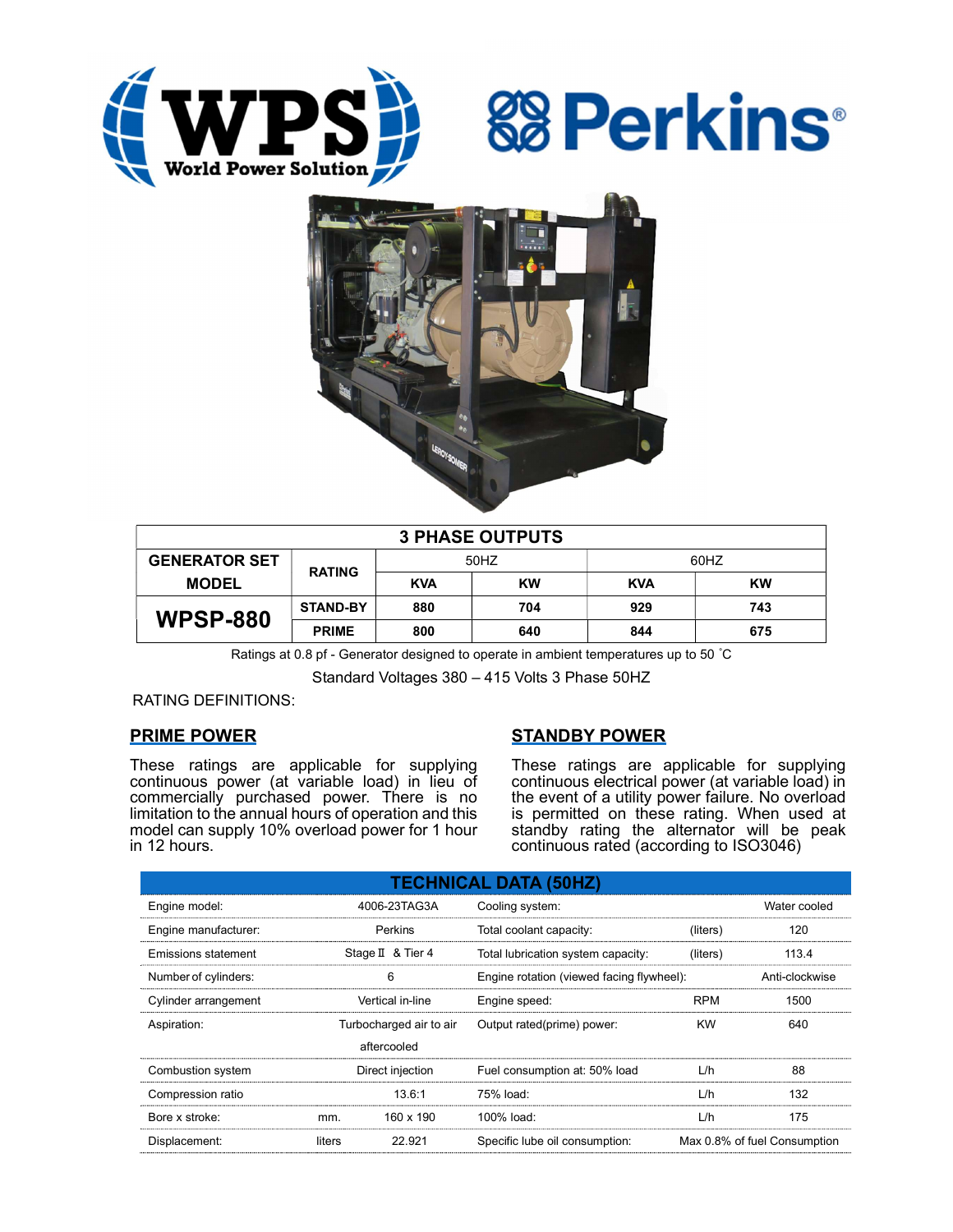WPS World Power Solution

Perkins®

| 3 PHASE OUTPUTS | | | | | |
|---|---|---|---|---|---|
| GENERATOR SET MODEL | RATING | 50HZ | | 60HZ | |
| | | KVA | KW | KVA | KW |
| **WPSP-880** | STAND-BY | 880 | 704 | 929 | 743 |
| | PRIME | 800 | 640 | 844 | 675 |

Ratings at 0.8 pf - Generator designed to operate in ambient temperatures up to 50 ˚C

Standard Voltages 380 – 415 Volts 3 Phase 50HZ

RATING DEFINITIONS:

## PRIME POWER

These ratings are applicable for supplying continuous power (at variable load) in lieu of commercially purchased power. There is no limitation to the annual hours of operation and this model can supply 10% overload power for 1 hour in 12 hours.

## STANDBY POWER

These ratings are applicable for supplying continuous electrical power (at variable load) in the event of a utility power failure. No overload is permitted on these rating. When used at standby rating the alternator will be peak continuous rated (according to ISO3046)

## TECHNICAL DATA (50HZ)

| | | | | | |
|---|---|---|---|---|---|
| Engine model: | | 4006-23TAG3A | Cooling system: | | Water cooled |
| Engine manufacturer: | | Perkins | Total coolant capacity: | (liters) | 120 |
| Emissions statement | | Stage Ⅱ & Tier 4 | Total lubrication system capacity: | (liters) | 113.4 |
| Number of cylinders: | | 6 | Engine rotation (viewed facing flywheel): | | Anti-clockwise |
| Cylinder arrangement | | Vertical in-line | Engine speed: | RPM | 1500 |
| Aspiration: | | Turbocharged air to air aftercooled | Output rated(prime) power: | KW | 640 |
| Combustion system | | Direct injection | Fuel consumption at: 50% load | L/h | 88 |
| Compression ratio | | 13.6:1 | 75% load: | L/h | 132 |
| Bore x stroke: | mm. | 160 x 190 | 100% load: | L/h | 175 |
| Displacement: | liters | 22.921 | Specific lube oil consumption: | | Max 0.8% of fuel Consumption |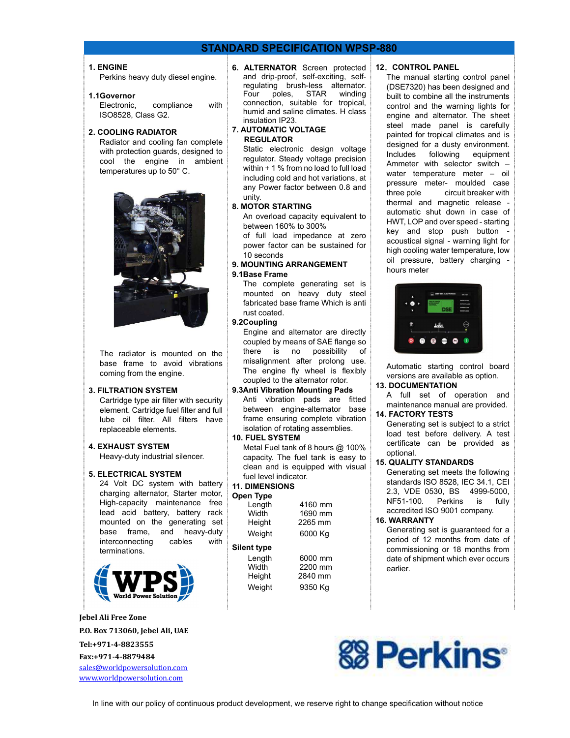# STANDARD SPECIFICATION WPSP-880

## 1. ENGINE

Perkins heavy duty diesel engine.

### 1.1Governor

Electronic, compliance with ISO8528, Class G2.

## 2. COOLING RADIATOR

Radiator and cooling fan complete with protection guards, designed to cool the engine in ambient temperatures up to 50° C.

The radiator is mounted on the base frame to avoid vibrations coming from the engine.

## 3. FILTRATION SYSTEM

Cartridge type air filter with security element. Cartridge fuel filter and full lube oil filter. All filters have replaceable elements.

## 4. EXHAUST SYSTEM

Heavy-duty industrial silencer.

## 5. ELECTRICAL SYSTEM

24 Volt DC system with battery charging alternator, Starter motor, High-capacity maintenance free lead acid battery, battery rack mounted on the generating set base frame, and heavy-duty interconnecting cables with terminations.

## 6. ALTERNATOR

Screen protected and drip-proof, self-exciting, self-regulating brush-less alternator. Four poles, STAR winding connection, suitable for tropical, humid and saline climates. H class insulation IP23.

## 7. AUTOMATIC VOLTAGE REGULATOR

Static electronic design voltage regulator. Steady voltage precision within + 1 % from no load to full load including cold and hot variations, at any Power factor between 0.8 and unity.

## 8. MOTOR STARTING

An overload capacity equivalent to between 160% to 300% of full load impedance at zero power factor can be sustained for 10 seconds

## 9. MOUNTING ARRANGEMENT

### 9.1Base Frame

The complete generating set is mounted on heavy duty steel fabricated base frame Which is anti rust coated.

### 9.2Coupling

Engine and alternator are directly coupled by means of SAE flange so there is no possibility of misalignment after prolong use. The engine fly wheel is flexibly coupled to the alternator rotor.

### 9.3Anti Vibration Mounting Pads

Anti vibration pads are fitted between engine-alternator base frame ensuring complete vibration isolation of rotating assemblies.

## 10. FUEL SYSTEM

Metal Fuel tank of 8 hours @ 100% capacity. The fuel tank is easy to clean and is equipped with visual fuel level indicator.

## 11. DIMENSIONS

**Open Type**

| | |
|---|---|
| Length | 4160 mm |
| Width | 1690 mm |
| Height | 2265 mm |
| Weight | 6000 Kg |

**Silent type**

| | |
|---|---|
| Length | 6000 mm |
| Width | 2200 mm |
| Height | 2840 mm |
| Weight | 9350 Kg |

## 12. CONTROL PANEL

The manual starting control panel (DSE7320) has been designed and built to combine all the instruments control and the warning lights for engine and alternator. The sheet steel made panel is carefully painted for tropical climates and is designed for a dusty environment. Includes following equipment Ammeter with selector switch – water temperature meter – oil pressure meter- moulded case three pole circuit breaker with thermal and magnetic release - automatic shut down in case of HWT, LOP and over speed - starting key and stop push button - acoustical signal - warning light for high cooling water temperature, low oil pressure, battery charging - hours meter

Automatic starting control board versions are available as option.

## 13. DOCUMENTATION

A full set of operation and maintenance manual are provided.

## 14. FACTORY TESTS

Generating set is subject to a strict load test before delivery. A test certificate can be provided as optional.

## 15. QUALITY STANDARDS

Generating set meets the following standards ISO 8528, IEC 34.1, CEI 2.3, VDE 0530, BS 4999-5000, NF51-100. Perkins is fully accredited ISO 9001 company.

## 16. WARRANTY

Generating set is guaranteed for a period of 12 months from date of commissioning or 18 months from date of shipment which ever occurs earlier.

WPS World Power Solution

**Jebel Ali Free Zone**
**P.O. Box 713060, Jebel Ali, UAE**
**Tel:+971-4-8823555**
**Fax:+971-4-8879484**
sales@worldpowersolution.com
www.worldpowersolution.com

Perkins

In line with our policy of continuous product development, we reserve right to change specification without notice